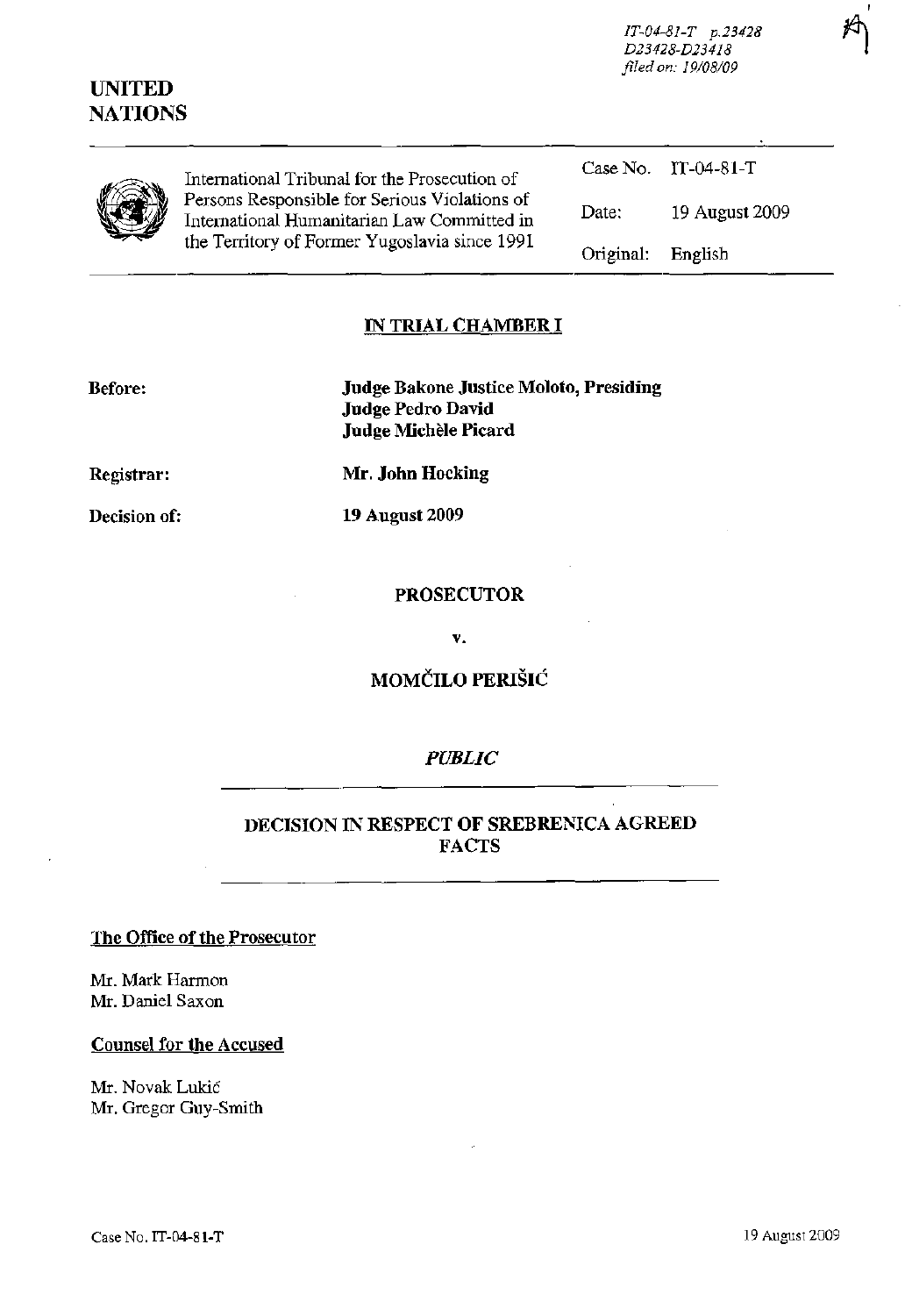IT-04-81-T p.23428
D23428-D23418
filed on: 19/08/09

# UNITED NATIONS

| International Tribunal for the Prosecution of Persons Responsible for Serious Violations of International Humanitarian Law Committed in the Territory of Former Yugoslavia since 1991 | Case No. | IT-04-81-T |
|---|---|---|
| | Date: | 19 August 2009 |
| | Original: | English |

## IN TRIAL CHAMBER I

**Before:** **Judge Bakone Justice Moloto, Presiding**
**Judge Pedro David**
**Judge Michèle Picard**

**Registrar:** **Mr. John Hocking**

**Decision of:** **19 August 2009**

**PROSECUTOR**

**v.**

**MOMČILO PERIŠIĆ**

***PUBLIC***

## DECISION IN RESPECT OF SREBRENICA AGREED FACTS

**The Office of the Prosecutor**

Mr. Mark Harmon
Mr. Daniel Saxon

**Counsel for the Accused**

Mr. Novak Lukić
Mr. Gregor Guy-Smith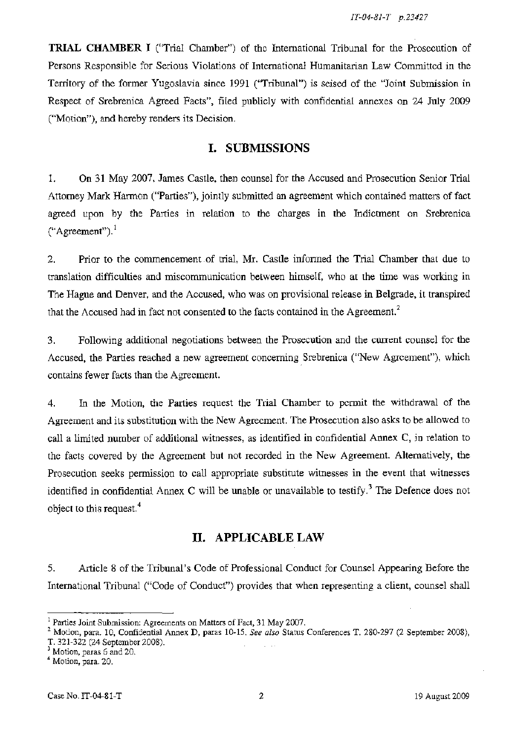**TRIAL CHAMBER I** ("Trial Chamber") of the International Tribunal for the Prosecution of Persons Responsible for Serious Violations of International Humanitarian Law Committed in the Territory of the former Yugoslavia since 1991 ("Tribunal") is seised of the "Joint Submission in Respect of Srebrenica Agreed Facts", filed publicly with confidential annexes on 24 July 2009 ("Motion"), and hereby renders its Decision.

## I. SUBMISSIONS

1. On 31 May 2007, James Castle, then counsel for the Accused and Prosecution Senior Trial Attorney Mark Harmon ("Parties"), jointly submitted an agreement which contained matters of fact agreed upon by the Parties in relation to the charges in the Indictment on Srebrenica ("Agreement").[1]

2. Prior to the commencement of trial, Mr. Castle informed the Trial Chamber that due to translation difficulties and miscommunication between himself, who at the time was working in The Hague and Denver, and the Accused, who was on provisional release in Belgrade, it transpired that the Accused had in fact not consented to the facts contained in the Agreement.[2]

3. Following additional negotiations between the Prosecution and the current counsel for the Accused, the Parties reached a new agreement concerning Srebrenica ("New Agreement"), which contains fewer facts than the Agreement.

4. In the Motion, the Parties request the Trial Chamber to permit the withdrawal of the Agreement and its substitution with the New Agreement. The Prosecution also asks to be allowed to call a limited number of additional witnesses, as identified in confidential Annex C, in relation to the facts covered by the Agreement but not recorded in the New Agreement. Alternatively, the Prosecution seeks permission to call appropriate substitute witnesses in the event that witnesses identified in confidential Annex C will be unable or unavailable to testify.[3] The Defence does not object to this request.[4]

## II. APPLICABLE LAW

5. Article 8 of the Tribunal's Code of Professional Conduct for Counsel Appearing Before the International Tribunal ("Code of Conduct") provides that when representing a client, counsel shall

---

[1] Parties Joint Submission: Agreements on Matters of Fact, 31 May 2007.

[2] Motion, para. 10, Confidential Annex D, paras 10-15. *See also* Status Conferences T. 280-297 (2 September 2008), T. 321-322 (24 September 2008).

[3] Motion, paras 6 and 20.

[4] Motion, para. 20.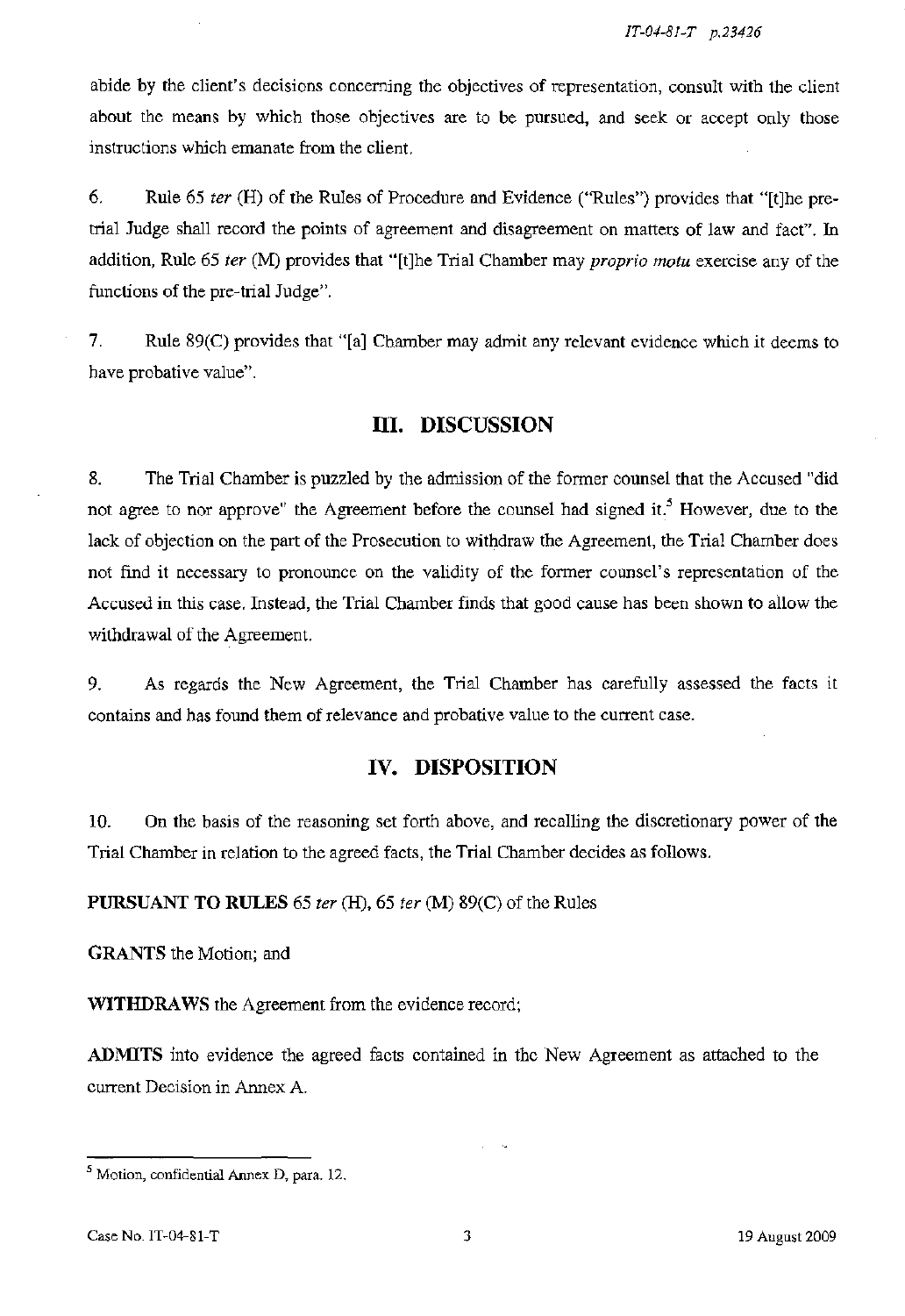abide by the client's decisions concerning the objectives of representation, consult with the client about the means by which those objectives are to be pursued, and seek or accept only those instructions which emanate from the client.

6. Rule 65 *ter* (H) of the Rules of Procedure and Evidence ("Rules") provides that "[t]he pre-trial Judge shall record the points of agreement and disagreement on matters of law and fact". In addition, Rule 65 *ter* (M) provides that "[t]he Trial Chamber may *proprio motu* exercise any of the functions of the pre-trial Judge".

7. Rule 89(C) provides that "[a] Chamber may admit any relevant evidence which it deems to have probative value".

## III. DISCUSSION

8. The Trial Chamber is puzzled by the admission of the former counsel that the Accused "did not agree to nor approve" the Agreement before the counsel had signed it.[5] However, due to the lack of objection on the part of the Prosecution to withdraw the Agreement, the Trial Chamber does not find it necessary to pronounce on the validity of the former counsel's representation of the Accused in this case. Instead, the Trial Chamber finds that good cause has been shown to allow the withdrawal of the Agreement.

9. As regards the New Agreement, the Trial Chamber has carefully assessed the facts it contains and has found them of relevance and probative value to the current case.

## IV. DISPOSITION

10. On the basis of the reasoning set forth above, and recalling the discretionary power of the Trial Chamber in relation to the agreed facts, the Trial Chamber decides as follows.

**PURSUANT TO RULES** 65 *ter* (H), 65 *ter* (M) 89(C) of the Rules

**GRANTS** the Motion; and

**WITHDRAWS** the Agreement from the evidence record;

**ADMITS** into evidence the agreed facts contained in the New Agreement as attached to the current Decision in Annex A.

[5] Motion, confidential Annex D, para. 12.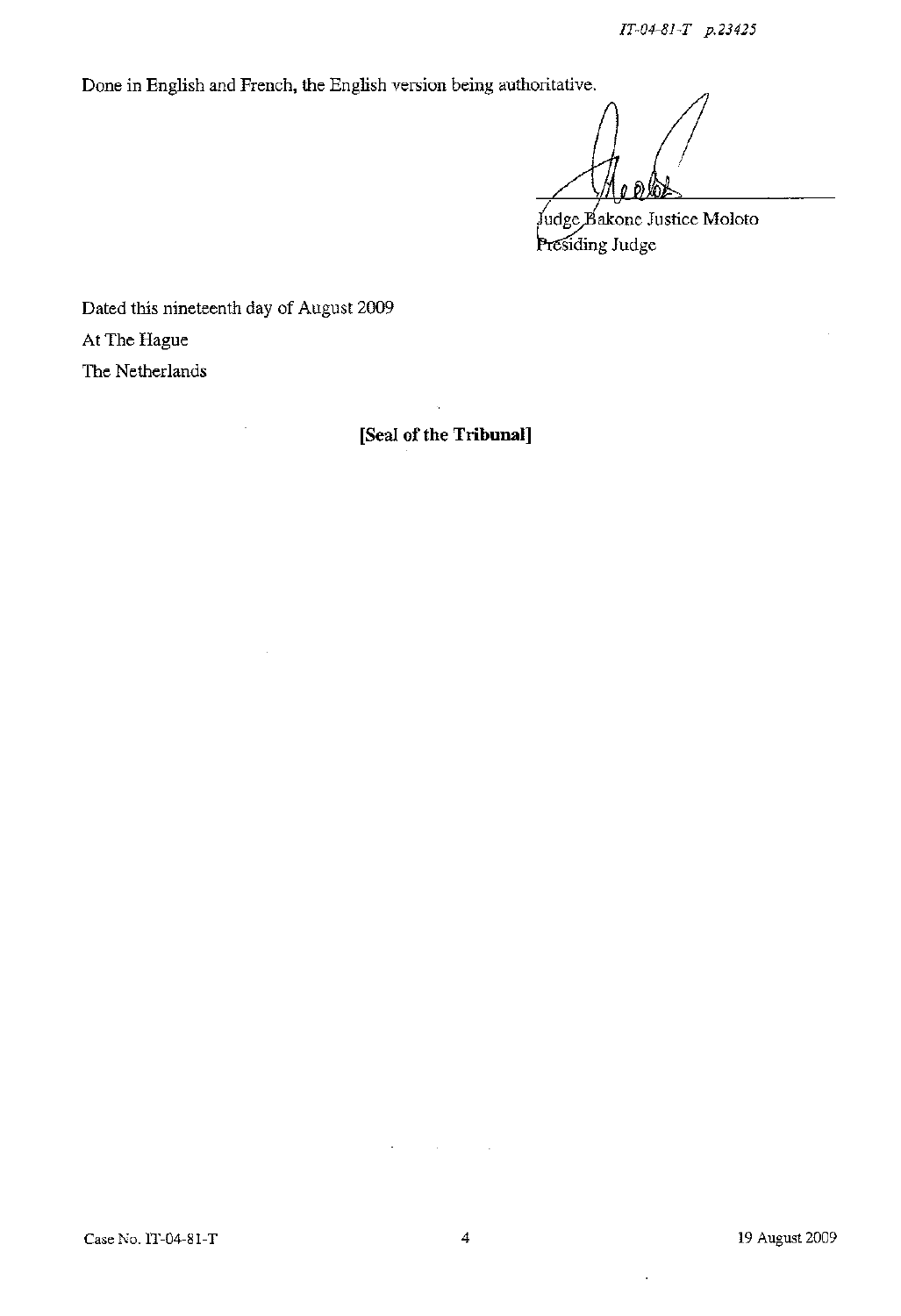Done in English and French, the English version being authoritative.

Judge Bakone Justice Moloto
Presiding Judge

Dated this nineteenth day of August 2009
At The Hague
The Netherlands

**[Seal of the Tribunal]**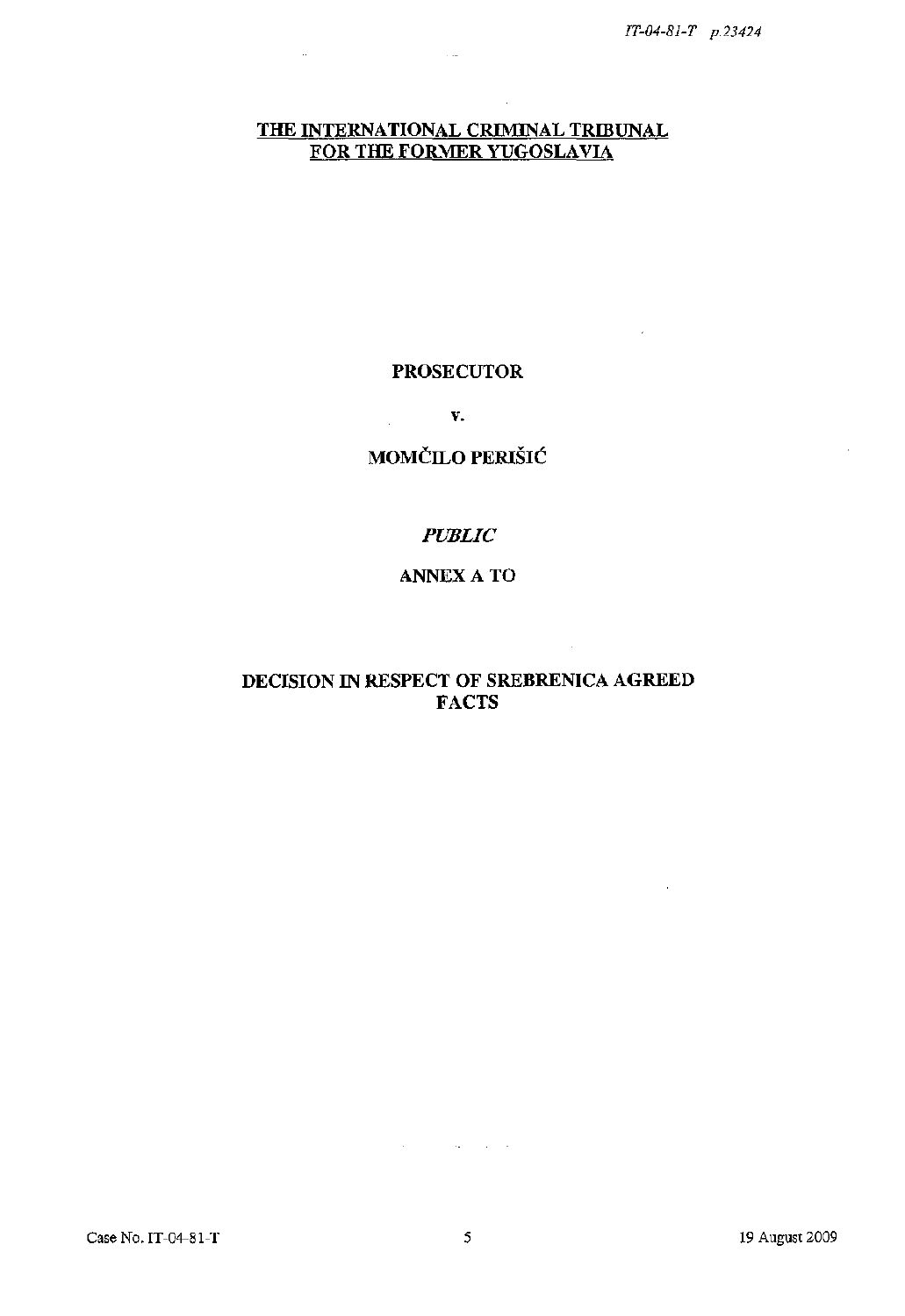**THE INTERNATIONAL CRIMINAL TRIBUNAL FOR THE FORMER YUGOSLAVIA**

**PROSECUTOR**

**v.**

**MOMČILO PERIŠIĆ**

***PUBLIC***

**ANNEX A TO**

**DECISION IN RESPECT OF SREBRENICA AGREED FACTS**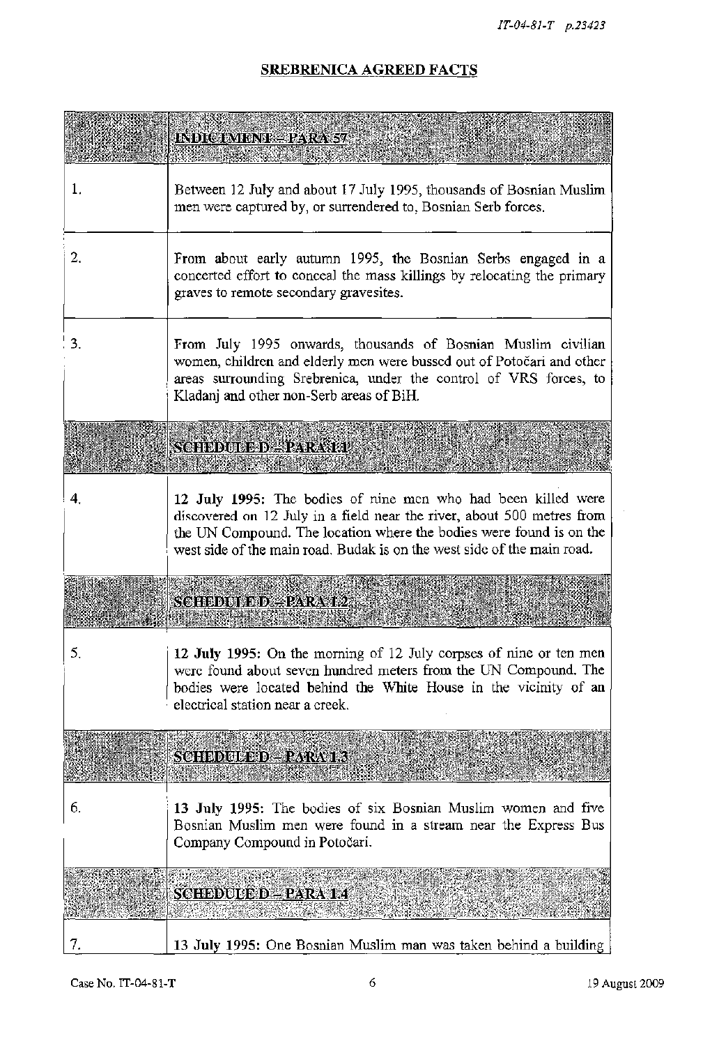## SREBRENICA AGREED FACTS

| | INDICTMENT – PARA 57 |
|---|---|
| 1. | Between 12 July and about 17 July 1995, thousands of Bosnian Muslim men were captured by, or surrendered to, Bosnian Serb forces. |
| 2. | From about early autumn 1995, the Bosnian Serbs engaged in a concerted effort to conceal the mass killings by relocating the primary graves to remote secondary gravesites. |
| 3. | From July 1995 onwards, thousands of Bosnian Muslim civilian women, children and elderly men were bussed out of Potočari and other areas surrounding Srebrenica, under the control of VRS forces, to Kladanj and other non-Serb areas of BiH. |
| | **SCHEDULE D – PARA 1.1** |
| 4. | **12 July 1995:** The bodies of nine men who had been killed were discovered on 12 July in a field near the river, about 500 metres from the UN Compound. The location where the bodies were found is on the west side of the main road. Budak is on the west side of the main road. |
| | **SCHEDULE D – PARA 1.2** |
| 5. | **12 July 1995:** On the morning of 12 July corpses of nine or ten men were found about seven hundred meters from the UN Compound. The bodies were located behind the White House in the vicinity of an electrical station near a creek. |
| | **SCHEDULE D – PARA 1.3** |
| 6. | **13 July 1995:** The bodies of six Bosnian Muslim women and five Bosnian Muslim men were found in a stream near the Express Bus Company Compound in Potočari. |
| | **SCHEDULE D – PARA 1.4** |
| 7. | **13 July 1995:** One Bosnian Muslim man was taken behind a building |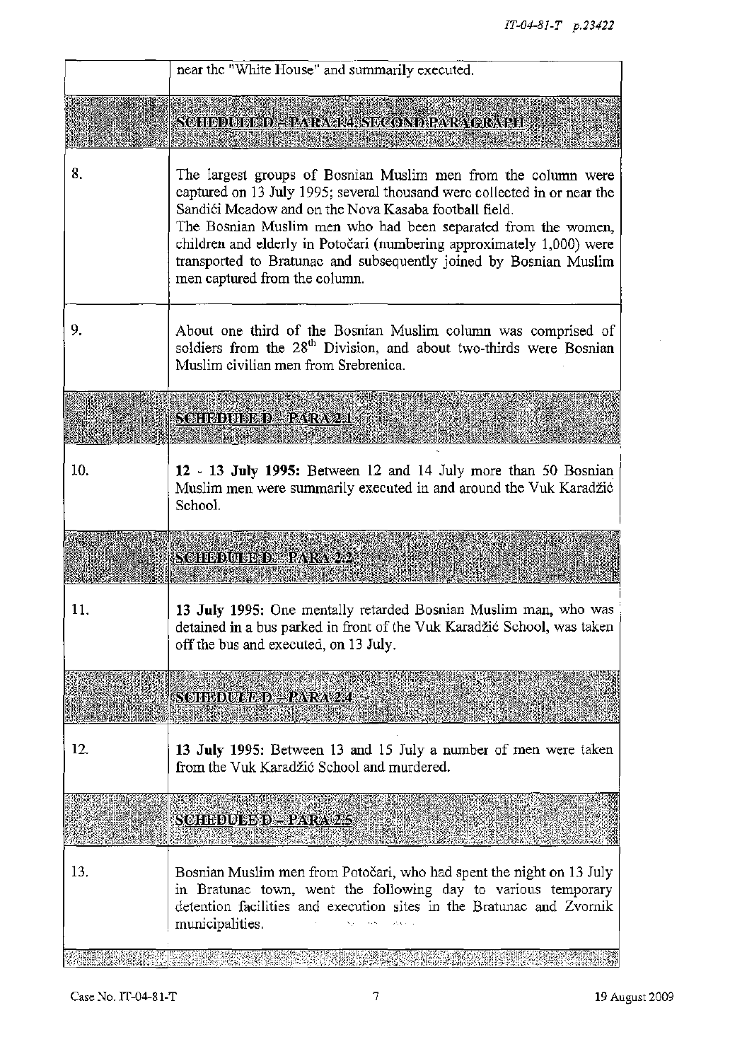| | |
|---|---|
| | near the "White House" and summarily executed. |
| | **SCHEDULE D – PARA 1.4 SECOND PARAGRAPH** |
| 8. | The largest groups of Bosnian Muslim men from the column were captured on 13 July 1995; several thousand were collected in or near the Sandići Meadow and on the Nova Kasaba football field. The Bosnian Muslim men who had been separated from the women, children and elderly in Potočari (numbering approximately 1,000) were transported to Bratunac and subsequently joined by Bosnian Muslim men captured from the column. |
| 9. | About one third of the Bosnian Muslim column was comprised of soldiers from the 28th Division, and about two-thirds were Bosnian Muslim civilian men from Srebrenica. |
| | **SCHEDULE D – PARA 2.1** |
| 10. | **12 - 13 July 1995:** Between 12 and 14 July more than 50 Bosnian Muslim men were summarily executed in and around the Vuk Karadžić School. |
| | **SCHEDULE D – PARA 2.2** |
| 11. | **13 July 1995:** One mentally retarded Bosnian Muslim man, who was detained in a bus parked in front of the Vuk Karadžić School, was taken off the bus and executed, on 13 July. |
| | **SCHEDULE D – PARA 2.4** |
| 12. | **13 July 1995:** Between 13 and 15 July a number of men were taken from the Vuk Karadžić School and murdered. |
| | **SCHEDULE D – PARA 2.5** |
| 13. | Bosnian Muslim men from Potočari, who had spent the night on 13 July in Bratunac town, went the following day to various temporary detention facilities and execution sites in the Bratunac and Zvornik municipalities. |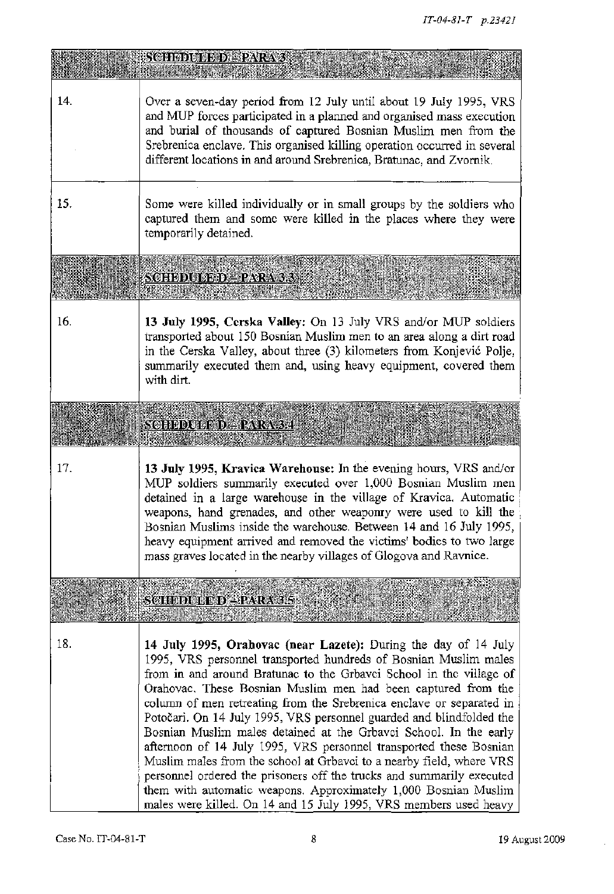| | SCHEDULE D – PARA 3 |
|---|---|
| 14. | Over a seven-day period from 12 July until about 19 July 1995, VRS and MUP forces participated in a planned and organised mass execution and burial of thousands of captured Bosnian Muslim men from the Srebrenica enclave. This organised killing operation occurred in several different locations in and around Srebrenica, Bratunac, and Zvornik. |
| 15. | Some were killed individually or in small groups by the soldiers who captured them and some were killed in the places where they were temporarily detained. |
| | **SCHEDULE D – PARA 3.3** |
| 16. | **13 July 1995, Cerska Valley:** On 13 July VRS and/or MUP soldiers transported about 150 Bosnian Muslim men to an area along a dirt road in the Cerska Valley, about three (3) kilometers from Konjević Polje, summarily executed them and, using heavy equipment, covered them with dirt. |
| | **SCHEDULE D – PARA 3.4** |
| 17. | **13 July 1995, Kravica Warehouse:** In the evening hours, VRS and/or MUP soldiers summarily executed over 1,000 Bosnian Muslim men detained in a large warehouse in the village of Kravica. Automatic weapons, hand grenades, and other weaponry were used to kill the Bosnian Muslims inside the warehouse. Between 14 and 16 July 1995, heavy equipment arrived and removed the victims' bodies to two large mass graves located in the nearby villages of Glogova and Ravnice. |
| | **SCHEDULE D – PARA 3.5** |
| 18. | **14 July 1995, Orahovac (near Lazete):** During the day of 14 July 1995, VRS personnel transported hundreds of Bosnian Muslim males from in and around Bratunac to the Grbavci School in the village of Orahovac. These Bosnian Muslim men had been captured from the column of men retreating from the Srebrenica enclave or separated in Potočari. On 14 July 1995, VRS personnel guarded and blindfolded the Bosnian Muslim males detained at the Grbavci School. In the early afternoon of 14 July 1995, VRS personnel transported these Bosnian Muslim males from the school at Grbavci to a nearby field, where VRS personnel ordered the prisoners off the trucks and summarily executed them with automatic weapons. Approximately 1,000 Bosnian Muslim males were killed. On 14 and 15 July 1995, VRS members used heavy |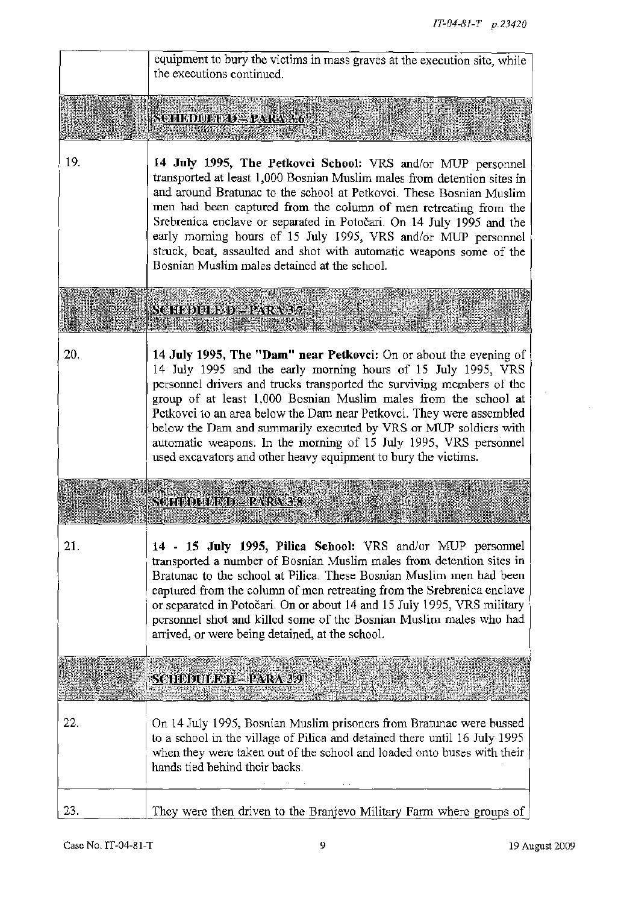| | |
|---|---|
| | equipment to bury the victims in mass graves at the execution site, while the executions continued. |
| | **SCHEDULE D – PARA 3.6** |
| 19. | **14 July 1995, The Petkovci School:** VRS and/or MUP personnel transported at least 1,000 Bosnian Muslim males from detention sites in and around Bratunac to the school at Petkovci. These Bosnian Muslim men had been captured from the column of men retreating from the Srebrenica enclave or separated in Potočari. On 14 July 1995 and the early morning hours of 15 July 1995, VRS and/or MUP personnel struck, beat, assaulted and shot with automatic weapons some of the Bosnian Muslim males detained at the school. |
| | **SCHEDULE D – PARA 3.7** |
| 20. | **14 July 1995, The "Dam" near Petkovci:** On or about the evening of 14 July 1995 and the early morning hours of 15 July 1995, VRS personnel drivers and trucks transported the surviving members of the group of at least 1,000 Bosnian Muslim males from the school at Petkovci to an area below the Dam near Petkovci. They were assembled below the Dam and summarily executed by VRS or MUP soldiers with automatic weapons. In the morning of 15 July 1995, VRS personnel used excavators and other heavy equipment to bury the victims. |
| | **SCHEDULE D – PARA 3.8** |
| 21. | **14 - 15 July 1995, Pilica School:** VRS and/or MUP personnel transported a number of Bosnian Muslim males from detention sites in Bratunac to the school at Pilica. These Bosnian Muslim men had been captured from the column of men retreating from the Srebrenica enclave or separated in Potočari. On or about 14 and 15 July 1995, VRS military personnel shot and killed some of the Bosnian Muslim males who had arrived, or were being detained, at the school. |
| | **SCHEDULE D – PARA 3.9** |
| 22. | On 14 July 1995, Bosnian Muslim prisoners from Bratunac were bussed to a school in the village of Pilica and detained there until 16 July 1995 when they were taken out of the school and loaded onto buses with their hands tied behind their backs. |
| 23. | They were then driven to the Branjevo Military Farm where groups of |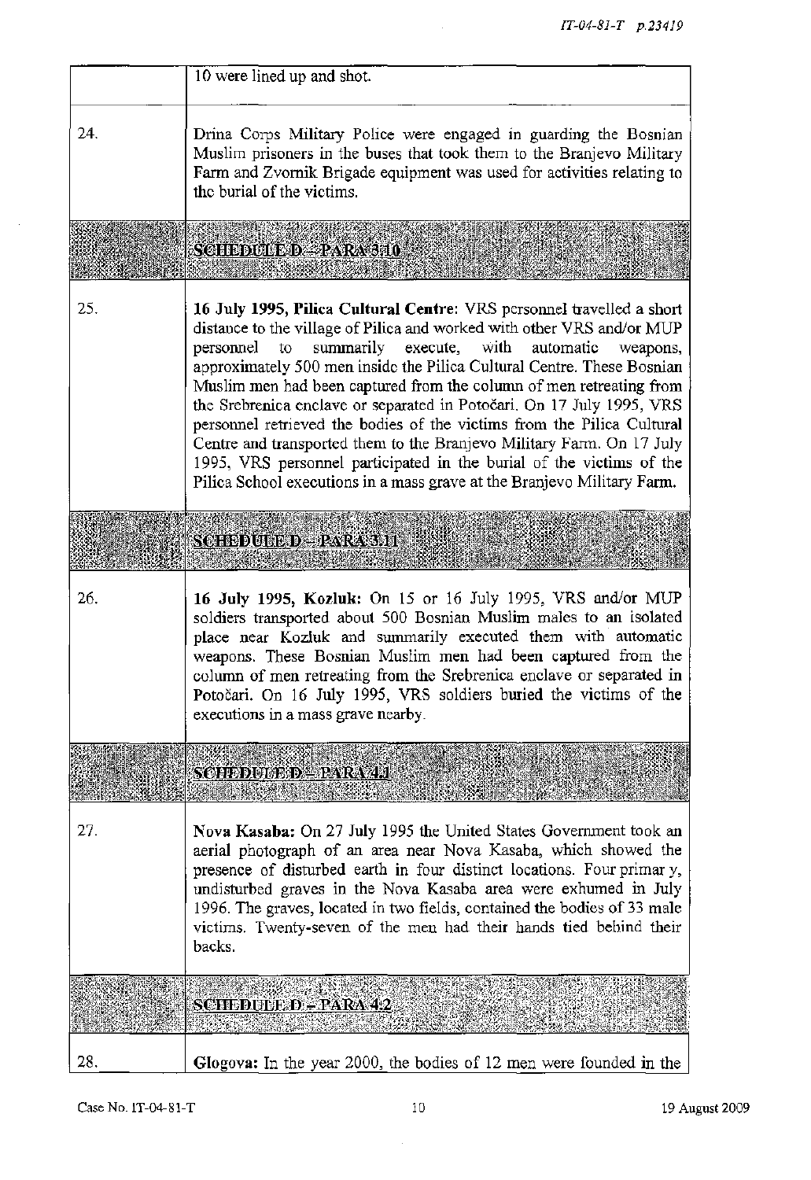| | |
|---|---|
| | 10 were lined up and shot. |
| 24. | Drina Corps Military Police were engaged in guarding the Bosnian Muslim prisoners in the buses that took them to the Branjevo Military Farm and Zvornik Brigade equipment was used for activities relating to the burial of the victims. |
| | **SCHEDULE D – PARA 3.10** |
| 25. | **16 July 1995, Pilica Cultural Centre:** VRS personnel travelled a short distance to the village of Pilica and worked with other VRS and/or MUP personnel to summarily execute, with automatic weapons, approximately 500 men inside the Pilica Cultural Centre. These Bosnian Muslim men had been captured from the column of men retreating from the Srebrenica enclave or separated in Potočari. On 17 July 1995, VRS personnel retrieved the bodies of the victims from the Pilica Cultural Centre and transported them to the Branjevo Military Farm. On 17 July 1995, VRS personnel participated in the burial of the victims of the Pilica School executions in a mass grave at the Branjevo Military Farm. |
| | **SCHEDULE D – PARA 3.11** |
| 26. | **16 July 1995, Kozluk:** On 15 or 16 July 1995, VRS and/or MUP soldiers transported about 500 Bosnian Muslim males to an isolated place near Kozluk and summarily executed them with automatic weapons. These Bosnian Muslim men had been captured from the column of men retreating from the Srebrenica enclave or separated in Potočari. On 16 July 1995, VRS soldiers buried the victims of the executions in a mass grave nearby. |
| | **SCHEDULE D – PARA 4.1** |
| 27. | **Nova Kasaba:** On 27 July 1995 the United States Government took an aerial photograph of an area near Nova Kasaba, which showed the presence of disturbed earth in four distinct locations. Four primar y, undisturbed graves in the Nova Kasaba area were exhumed in July 1996. The graves, located in two fields, contained the bodies of 33 male victims. Twenty-seven of the men had their hands tied behind their backs. |
| | **SCHEDULE D – PARA 4.2** |
| 28. | **Glogova:** In the year 2000, the bodies of 12 men were founded in the |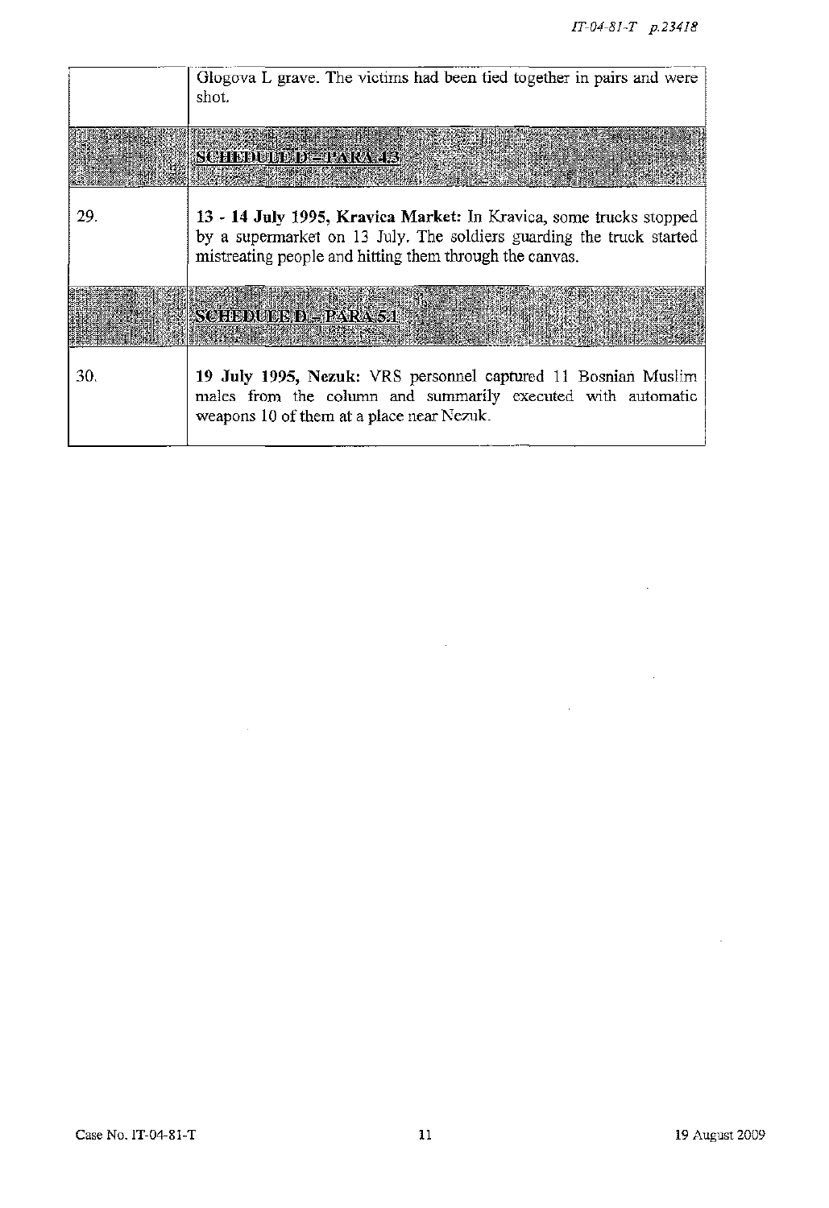| | |
|---|---|
| | Glogova L grave. The victims had been tied together in pairs and were shot. |
| | **SCHEDULE D – PARA 4.3** |
| 29. | **13 - 14 July 1995, Kravica Market:** In Kravica, some trucks stopped by a supermarket on 13 July. The soldiers guarding the truck started mistreating people and hitting them through the canvas. |
| | **SCHEDULE D – PARA 5.1** |
| 30. | **19 July 1995, Nezuk:** VRS personnel captured 11 Bosnian Muslim males from the column and summarily executed with automatic weapons 10 of them at a place near Nezuk. |